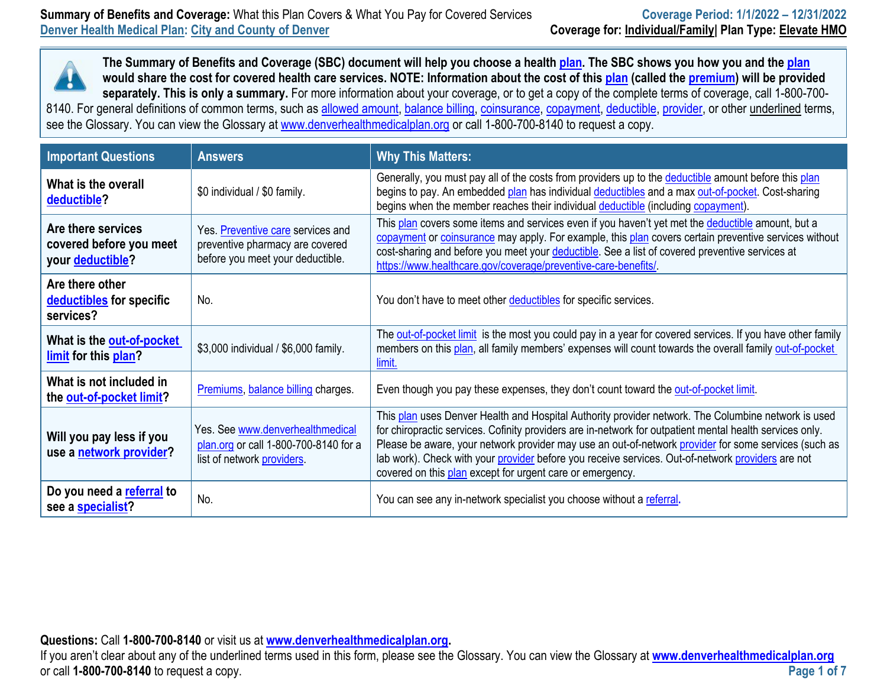**Summary of Benefits and Coverage:** What this Plan Covers & What You Pay for Covered Services

Denver Health Medical Plan: City and County of Denver

Coverage Period: 1/1/2022 – 12/31/2022

Coverage for: Individual/Family | Plan Type: Elevate HMO

**The Summary of Benefits and Coverage (SBC) document will help you choose a health plan. The SBC shows you how you and the plan would share the cost for covered health care services. NOTE: Information about the cost of this plan (called the premium) will be provided separately. This is only a summary.** For more information about your coverage, or to get a copy of the complete terms of coverage, call 1-800-700-8140. For general definitions of common terms, such as allowed amount, balance billing, coinsurance, copayment, deductible, provider, or other underlined terms, see the Glossary. You can view the Glossary at www.denverhealthmedicalplan.org or call 1-800-700-8140 to request a copy.

| Important Questions | Answers | Why This Matters: |
|---|---|---|
| **What is the overall deductible?** | $0 individual / $0 family. | Generally, you must pay all of the costs from providers up to the deductible amount before this plan begins to pay. An embedded plan has individual deductibles and a max out-of-pocket. Cost-sharing begins when the member reaches their individual deductible (including copayment). |
| **Are there services covered before you meet your deductible?** | Yes. Preventive care services and preventive pharmacy are covered before you meet your deductible. | This plan covers some items and services even if you haven't yet met the deductible amount, but a copayment or coinsurance may apply. For example, this plan covers certain preventive services without cost-sharing and before you meet your deductible. See a list of covered preventive services at https://www.healthcare.gov/coverage/preventive-care-benefits/. |
| **Are there other deductibles for specific services?** | No. | You don't have to meet other deductibles for specific services. |
| **What is the out-of-pocket limit for this plan?** | $3,000 individual / $6,000 family. | The out-of-pocket limit is the most you could pay in a year for covered services. If you have other family members on this plan, all family members' expenses will count towards the overall family out-of-pocket limit. |
| **What is not included in the out-of-pocket limit?** | Premiums, balance billing charges. | Even though you pay these expenses, they don't count toward the out-of-pocket limit. |
| **Will you pay less if you use a network provider?** | Yes. See www.denverhealthmedicalplan.org or call 1-800-700-8140 for a list of network providers. | This plan uses Denver Health and Hospital Authority provider network. The Columbine network is used for chiropractic services. Cofinity providers are in-network for outpatient mental health services only. Please be aware, your network provider may use an out-of-network provider for some services (such as lab work). Check with your provider before you receive services. Out-of-network providers are not covered on this plan except for urgent care or emergency. |
| **Do you need a referral to see a specialist?** | No. | You can see any in-network specialist you choose without a referral. |

**Questions:** Call **1-800-700-8140** or visit us at **www.denverhealthmedicalplan.org**.
If you aren't clear about any of the underlined terms used in this form, please see the Glossary. You can view the Glossary at **www.denverhealthmedicalplan.org** or call **1-800-700-8140** to request a copy.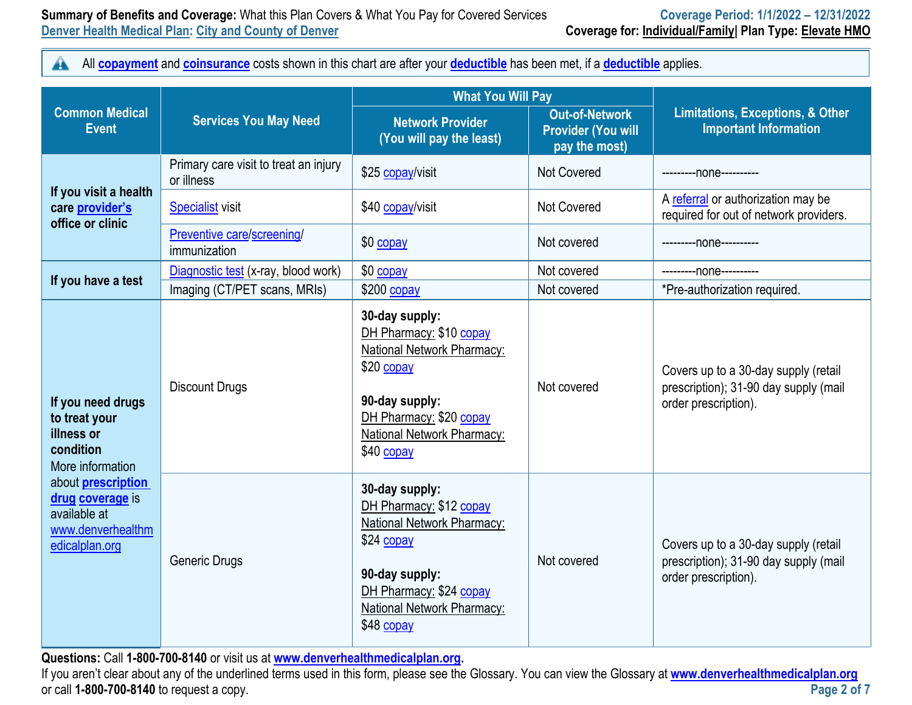**Summary of Benefits and Coverage:** What this Plan Covers & What You Pay for Covered Services
Denver Health Medical Plan: City and County of Denver

Coverage Period: 1/1/2022 – 12/31/2022
**Coverage for:** Individual/Family| **Plan Type:** Elevate HMO

All **copayment** and **coinsurance** costs shown in this chart are after your **deductible** has been met, if a **deductible** applies.

| Common Medical Event | Services You May Need | What You Will Pay | | Limitations, Exceptions, & Other Important Information |
|---|---|---|---|---|
| | | Network Provider (You will pay the least) | Out-of-Network Provider (You will pay the most) | |
| **If you visit a health care provider's office or clinic** | Primary care visit to treat an injury or illness | $25 copay/visit | Not Covered | ---------none---------- |
| | Specialist visit | $40 copay/visit | Not Covered | A referral or authorization may be required for out of network providers. |
| | Preventive care/screening/ immunization | $0 copay | Not covered | ---------none---------- |
| **If you have a test** | Diagnostic test (x-ray, blood work) | $0 copay | Not covered | ---------none---------- |
| | Imaging (CT/PET scans, MRIs) | $200 copay | Not covered | *Pre-authorization required. |
| **If you need drugs to treat your illness or condition** More information about **prescription drug coverage** is available at www.denverhealthmedicalplan.org | Discount Drugs | **30-day supply:** DH Pharmacy: $10 copay National Network Pharmacy: $20 copay **90-day supply:** DH Pharmacy: $20 copay National Network Pharmacy: $40 copay | Not covered | Covers up to a 30-day supply (retail prescription); 31-90 day supply (mail order prescription). |
| | Generic Drugs | **30-day supply:** DH Pharmacy: $12 copay National Network Pharmacy: $24 copay **90-day supply:** DH Pharmacy: $24 copay National Network Pharmacy: $48 copay | Not covered | Covers up to a 30-day supply (retail prescription); 31-90 day supply (mail order prescription). |

**Questions:** Call **1-800-700-8140** or visit us at **www.denverhealthmedicalplan.org**.
If you aren't clear about any of the underlined terms used in this form, please see the Glossary. You can view the Glossary at **www.denverhealthmedicalplan.org** or call **1-800-700-8140** to request a copy.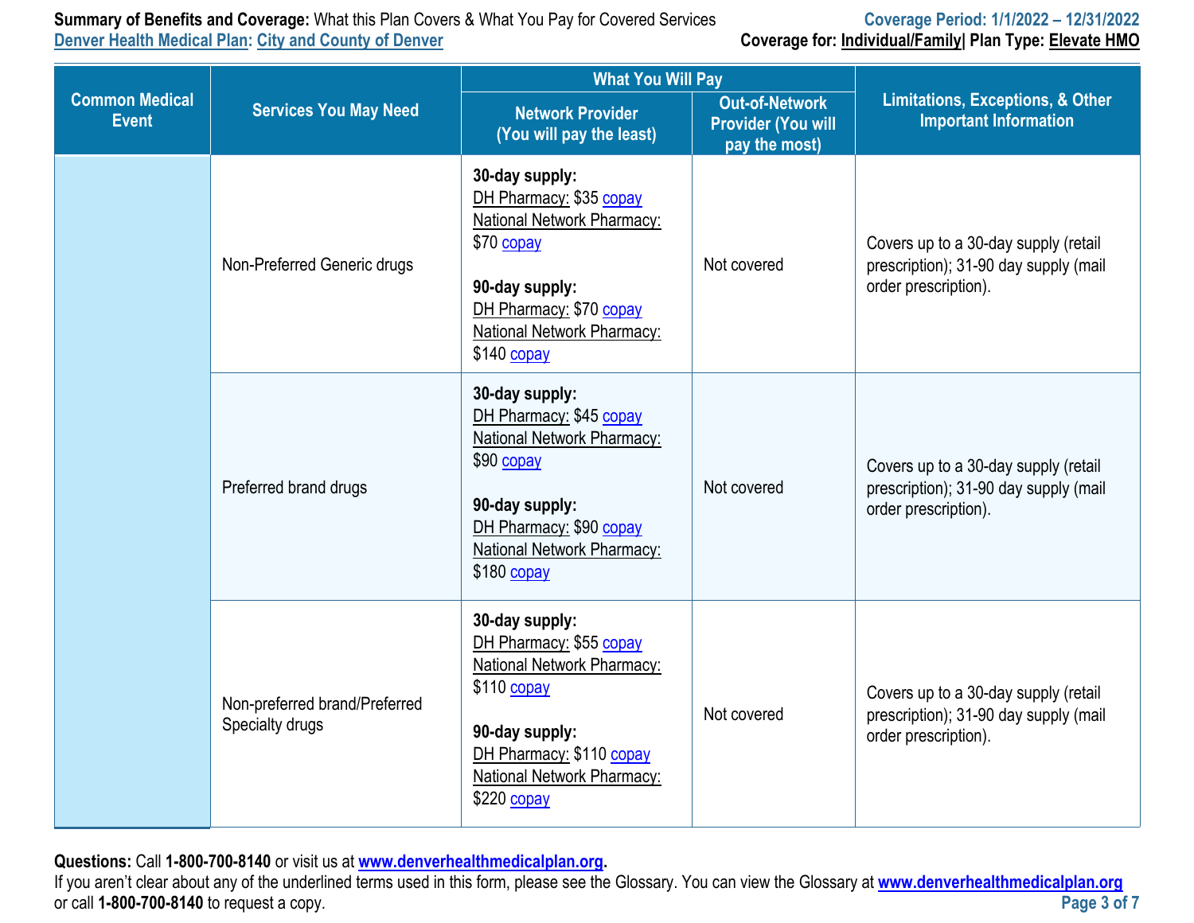| Common Medical Event | Services You May Need | What You Will Pay | | Limitations, Exceptions, & Other Important Information |
|---|---|---|---|---|
| | | Network Provider (You will pay the least) | Out-of-Network Provider (You will pay the most) | |
| | Non-Preferred Generic drugs | **30-day supply:** DH Pharmacy: $35 copay National Network Pharmacy: $70 copay **90-day supply:** DH Pharmacy: $70 copay National Network Pharmacy: $140 copay | Not covered | Covers up to a 30-day supply (retail prescription); 31-90 day supply (mail order prescription). |
| | Preferred brand drugs | **30-day supply:** DH Pharmacy: $45 copay National Network Pharmacy: $90 copay **90-day supply:** DH Pharmacy: $90 copay National Network Pharmacy: $180 copay | Not covered | Covers up to a 30-day supply (retail prescription); 31-90 day supply (mail order prescription). |
| | Non-preferred brand/Preferred Specialty drugs | **30-day supply:** DH Pharmacy: $55 copay National Network Pharmacy: $110 copay **90-day supply:** DH Pharmacy: $110 copay National Network Pharmacy: $220 copay | Not covered | Covers up to a 30-day supply (retail prescription); 31-90 day supply (mail order prescription). |

**Questions:** Call **1-800-700-8140** or visit us at **www.denverhealthmedicalplan.org**.
If you aren't clear about any of the underlined terms used in this form, please see the Glossary. You can view the Glossary at **www.denverhealthmedicalplan.org** or call **1-800-700-8140** to request a copy.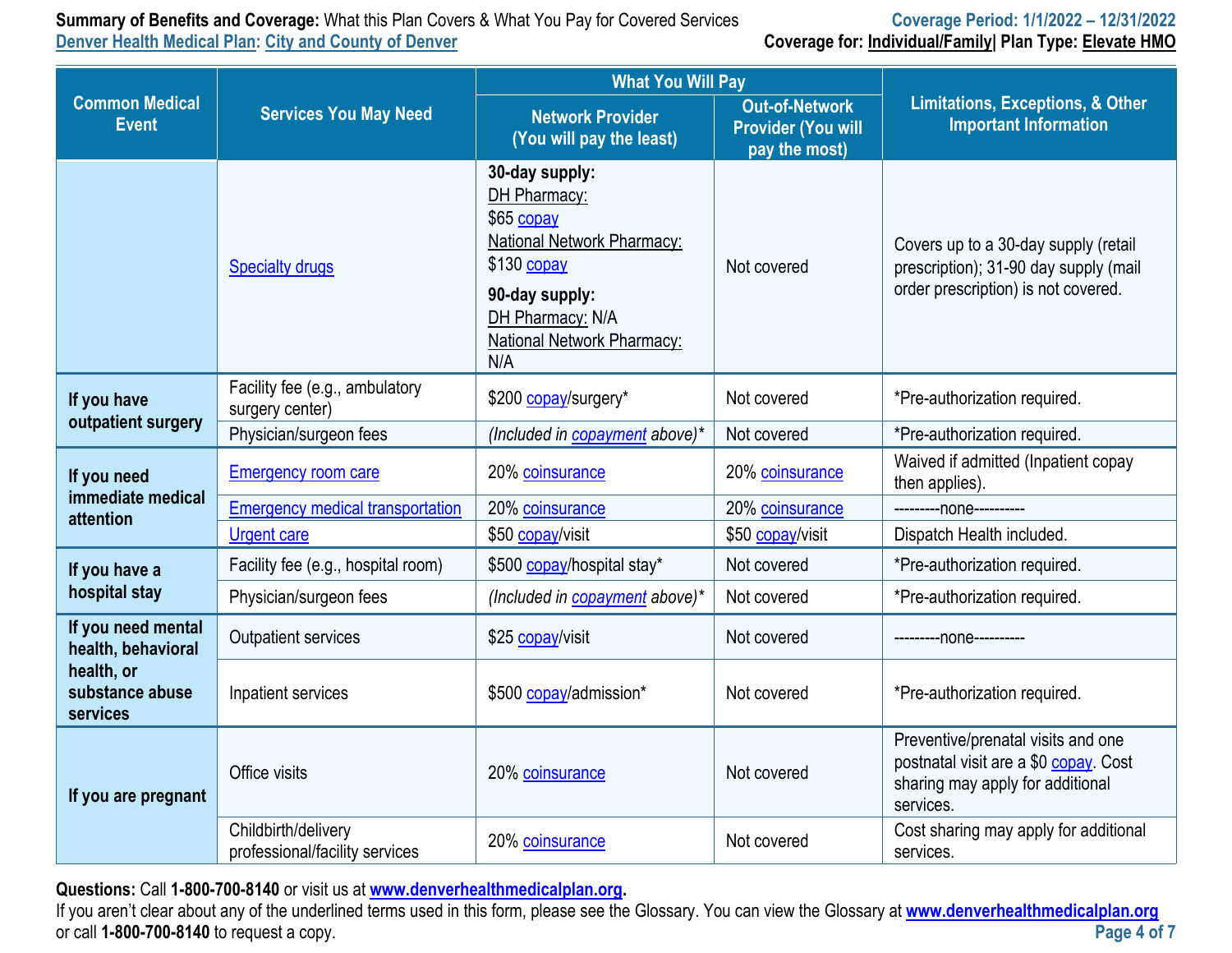| Common Medical Event | Services You May Need | What You Will Pay | | Limitations, Exceptions, & Other Important Information |
|---|---|---|---|---|
| | | Network Provider (You will pay the least) | Out-of-Network Provider (You will pay the most) | |
| | Specialty drugs | **30-day supply:** DH Pharmacy: $65 copay National Network Pharmacy: $130 copay **90-day supply:** DH Pharmacy: N/A National Network Pharmacy: N/A | Not covered | Covers up to a 30-day supply (retail prescription); 31-90 day supply (mail order prescription) is not covered. |
| **If you have outpatient surgery** | Facility fee (e.g., ambulatory surgery center) | $200 copay/surgery* | Not covered | *Pre-authorization required. |
| | Physician/surgeon fees | *(Included in copayment above)** | Not covered | *Pre-authorization required. |
| **If you need immediate medical attention** | Emergency room care | 20% coinsurance | 20% coinsurance | Waived if admitted (Inpatient copay then applies). |
| | Emergency medical transportation | 20% coinsurance | 20% coinsurance | ---------none---------- |
| | Urgent care | $50 copay/visit | $50 copay/visit | Dispatch Health included. |
| **If you have a hospital stay** | Facility fee (e.g., hospital room) | $500 copay/hospital stay* | Not covered | *Pre-authorization required. |
| | Physician/surgeon fees | *(Included in copayment above)** | Not covered | *Pre-authorization required. |
| **If you need mental health, behavioral health, or substance abuse services** | Outpatient services | $25 copay/visit | Not covered | ---------none---------- |
| | Inpatient services | $500 copay/admission* | Not covered | *Pre-authorization required. |
| **If you are pregnant** | Office visits | 20% coinsurance | Not covered | Preventive/prenatal visits and one postnatal visit are a $0 copay. Cost sharing may apply for additional services. |
| | Childbirth/delivery professional/facility services | 20% coinsurance | Not covered | Cost sharing may apply for additional services. |

**Questions:** Call **1-800-700-8140** or visit us at **www.denverhealthmedicalplan.org**.
If you aren't clear about any of the underlined terms used in this form, please see the Glossary. You can view the Glossary at **www.denverhealthmedicalplan.org** or call **1-800-700-8140** to request a copy.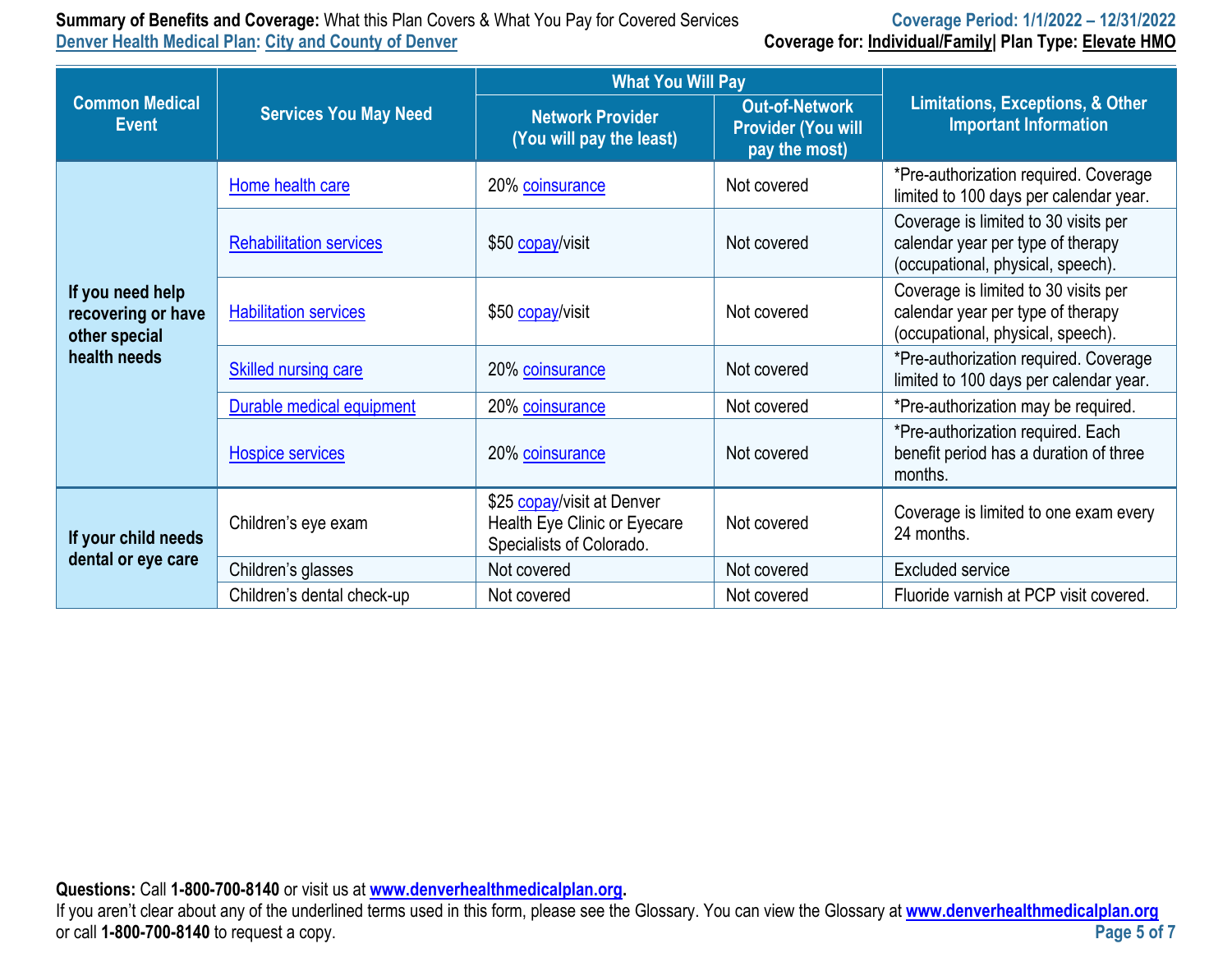| Common Medical Event | Services You May Need | What You Will Pay | | Limitations, Exceptions, & Other Important Information |
|---|---|---|---|---|
| | | Network Provider (You will pay the least) | Out-of-Network Provider (You will pay the most) | |
| If you need help recovering or have other special health needs | Home health care | 20% coinsurance | Not covered | *Pre-authorization required. Coverage limited to 100 days per calendar year. |
| | Rehabilitation services | $50 copay/visit | Not covered | Coverage is limited to 30 visits per calendar year per type of therapy (occupational, physical, speech). |
| | Habilitation services | $50 copay/visit | Not covered | Coverage is limited to 30 visits per calendar year per type of therapy (occupational, physical, speech). |
| | Skilled nursing care | 20% coinsurance | Not covered | *Pre-authorization required. Coverage limited to 100 days per calendar year. |
| | Durable medical equipment | 20% coinsurance | Not covered | *Pre-authorization may be required. |
| | Hospice services | 20% coinsurance | Not covered | *Pre-authorization required. Each benefit period has a duration of three months. |
| If your child needs dental or eye care | Children's eye exam | $25 copay/visit at Denver Health Eye Clinic or Eyecare Specialists of Colorado. | Not covered | Coverage is limited to one exam every 24 months. |
| | Children's glasses | Not covered | Not covered | Excluded service |
| | Children's dental check-up | Not covered | Not covered | Fluoride varnish at PCP visit covered. |

**Questions:** Call **1-800-700-8140** or visit us at **www.denverhealthmedicalplan.org**.
If you aren't clear about any of the underlined terms used in this form, please see the Glossary. You can view the Glossary at **www.denverhealthmedicalplan.org** or call **1-800-700-8140** to request a copy.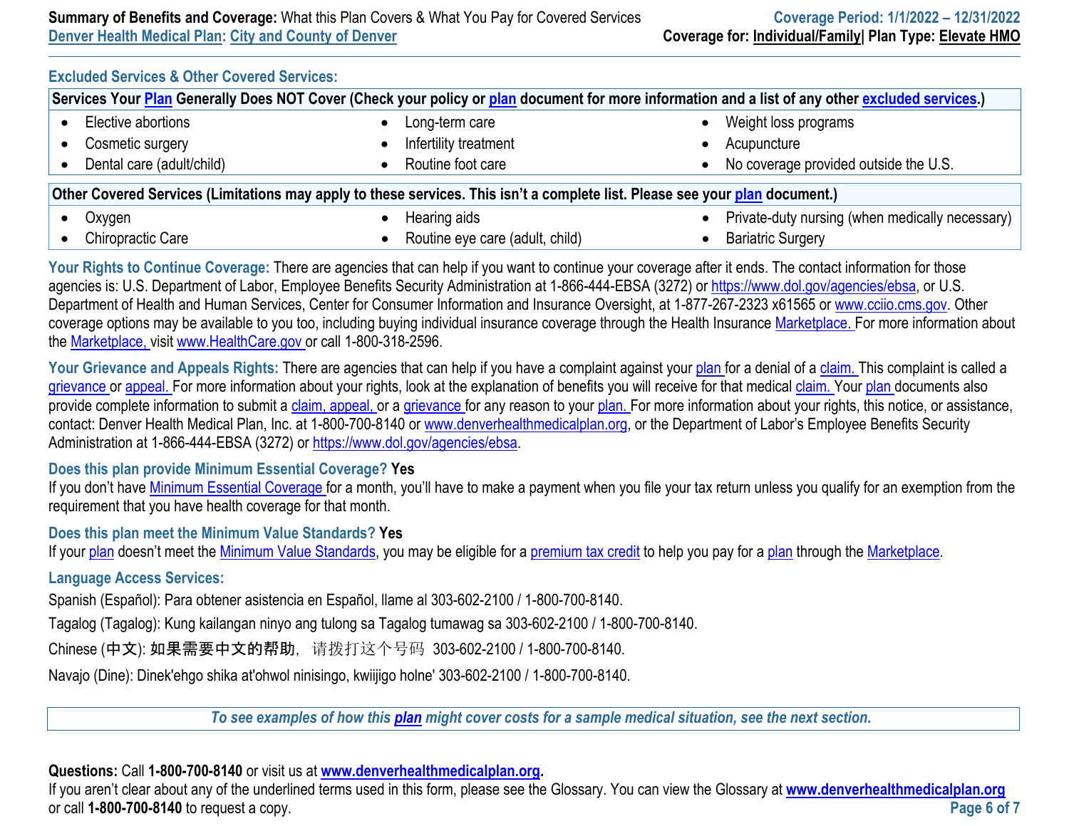## Excluded Services & Other Covered Services:

| Services Your Plan Generally Does NOT Cover (Check your policy or plan document for more information and a list of any other excluded services.) | | |
|---|---|---|
| • Elective abortions<br>• Cosmetic surgery<br>• Dental care (adult/child) | • Long-term care<br>• Infertility treatment<br>• Routine foot care | • Weight loss programs<br>• Acupuncture<br>• No coverage provided outside the U.S. |

| Other Covered Services (Limitations may apply to these services. This isn't a complete list. Please see your plan document.) | | |
|---|---|---|
| • Oxygen<br>• Chiropractic Care | • Hearing aids<br>• Routine eye care (adult, child) | • Private-duty nursing (when medically necessary)<br>• Bariatric Surgery |

**Your Rights to Continue Coverage:** There are agencies that can help if you want to continue your coverage after it ends. The contact information for those agencies is: U.S. Department of Labor, Employee Benefits Security Administration at 1-866-444-EBSA (3272) or https://www.dol.gov/agencies/ebsa, or U.S. Department of Health and Human Services, Center for Consumer Information and Insurance Oversight, at 1-877-267-2323 x61565 or www.cciio.cms.gov. Other coverage options may be available to you too, including buying individual insurance coverage through the Health Insurance Marketplace. For more information about the Marketplace, visit www.HealthCare.gov or call 1-800-318-2596.

**Your Grievance and Appeals Rights:** There are agencies that can help if you have a complaint against your plan for a denial of a claim. This complaint is called a grievance or appeal. For more information about your rights, look at the explanation of benefits you will receive for that medical claim. Your plan documents also provide complete information to submit a claim, appeal, or a grievance for any reason to your plan. For more information about your rights, this notice, or assistance, contact: Denver Health Medical Plan, Inc. at 1-800-700-8140 or www.denverhealthmedicalplan.org, or the Department of Labor's Employee Benefits Security Administration at 1-866-444-EBSA (3272) or https://www.dol.gov/agencies/ebsa.

**Does this plan provide Minimum Essential Coverage? Yes**

If you don't have Minimum Essential Coverage for a month, you'll have to make a payment when you file your tax return unless you qualify for an exemption from the requirement that you have health coverage for that month.

**Does this plan meet the Minimum Value Standards? Yes**

If your plan doesn't meet the Minimum Value Standards, you may be eligible for a premium tax credit to help you pay for a plan through the Marketplace.

**Language Access Services:**

Spanish (Español): Para obtener asistencia en Español, llame al 303-602-2100 / 1-800-700-8140.

Tagalog (Tagalog): Kung kailangan ninyo ang tulong sa Tagalog tumawag sa 303-602-2100 / 1-800-700-8140.

Chinese (中文): 如果需要中文的帮助，请拨打这个号码 303-602-2100 / 1-800-700-8140.

Navajo (Dine): Dinek'ehgo shika at'ohwol ninisingo, kwiijigo holne' 303-602-2100 / 1-800-700-8140.

*To see examples of how this plan might cover costs for a sample medical situation, see the next section.*

**Questions:** Call **1-800-700-8140** or visit us at **www.denverhealthmedicalplan.org**.
If you aren't clear about any of the underlined terms used in this form, please see the Glossary. You can view the Glossary at **www.denverhealthmedicalplan.org** or call **1-800-700-8140** to request a copy.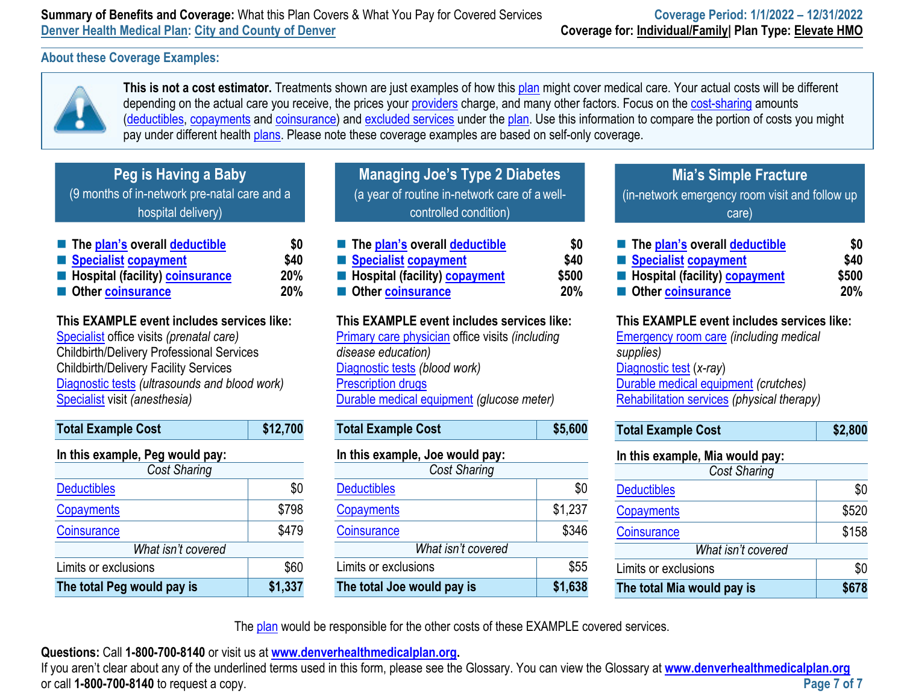## About these Coverage Examples:

**This is not a cost estimator.** Treatments shown are just examples of how this plan might cover medical care. Your actual costs will be different depending on the actual care you receive, the prices your providers charge, and many other factors. Focus on the cost-sharing amounts (deductibles, copayments and coinsurance) and excluded services under the plan. Use this information to compare the portion of costs you might pay under different health plans. Please note these coverage examples are based on self-only coverage.

### Peg is Having a Baby
(9 months of in-network pre-natal care and a hospital delivery)

| | |
|---|---|
| The plan's overall deductible | $0 |
| Specialist copayment | $40 |
| Hospital (facility) coinsurance | 20% |
| Other coinsurance | 20% |

**This EXAMPLE event includes services like:**
Specialist office visits *(prenatal care)*
Childbirth/Delivery Professional Services
Childbirth/Delivery Facility Services
Diagnostic tests *(ultrasounds and blood work)*
Specialist visit *(anesthesia)*

| **Total Example Cost** | **$12,700** |
|---|---|
| **In this example, Peg would pay:** | |
| *Cost Sharing* | |
| Deductibles | $0 |
| Copayments | $798 |
| Coinsurance | $479 |
| *What isn't covered* | |
| Limits or exclusions | $60 |
| **The total Peg would pay is** | **$1,337** |

### Managing Joe's Type 2 Diabetes
(a year of routine in-network care of a well-controlled condition)

| | |
|---|---|
| The plan's overall deductible | $0 |
| Specialist copayment | $40 |
| Hospital (facility) copayment | $500 |
| Other coinsurance | 20% |

**This EXAMPLE event includes services like:**
Primary care physician office visits *(including disease education)*
Diagnostic tests *(blood work)*
Prescription drugs
Durable medical equipment *(glucose meter)*

| **Total Example Cost** | **$5,600** |
|---|---|
| **In this example, Joe would pay:** | |
| *Cost Sharing* | |
| Deductibles | $0 |
| Copayments | $1,237 |
| Coinsurance | $346 |
| *What isn't covered* | |
| Limits or exclusions | $55 |
| **The total Joe would pay is** | **$1,638** |

### Mia's Simple Fracture
(in-network emergency room visit and follow up care)

| | |
|---|---|
| The plan's overall deductible | $0 |
| Specialist copayment | $40 |
| Hospital (facility) copayment | $500 |
| Other coinsurance | 20% |

**This EXAMPLE event includes services like:**
Emergency room care *(including medical supplies)*
Diagnostic test *(x-ray)*
Durable medical equipment *(crutches)*
Rehabilitation services *(physical therapy)*

| **Total Example Cost** | **$2,800** |
|---|---|
| **In this example, Mia would pay:** | |
| *Cost Sharing* | |
| Deductibles | $0 |
| Copayments | $520 |
| Coinsurance | $158 |
| *What isn't covered* | |
| Limits or exclusions | $0 |
| **The total Mia would pay is** | **$678** |

The plan would be responsible for the other costs of these EXAMPLE covered services.

**Questions:** Call **1-800-700-8140** or visit us at **www.denverhealthmedicalplan.org**.
If you aren't clear about any of the underlined terms used in this form, please see the Glossary. You can view the Glossary at **www.denverhealthmedicalplan.org** or call **1-800-700-8140** to request a copy.